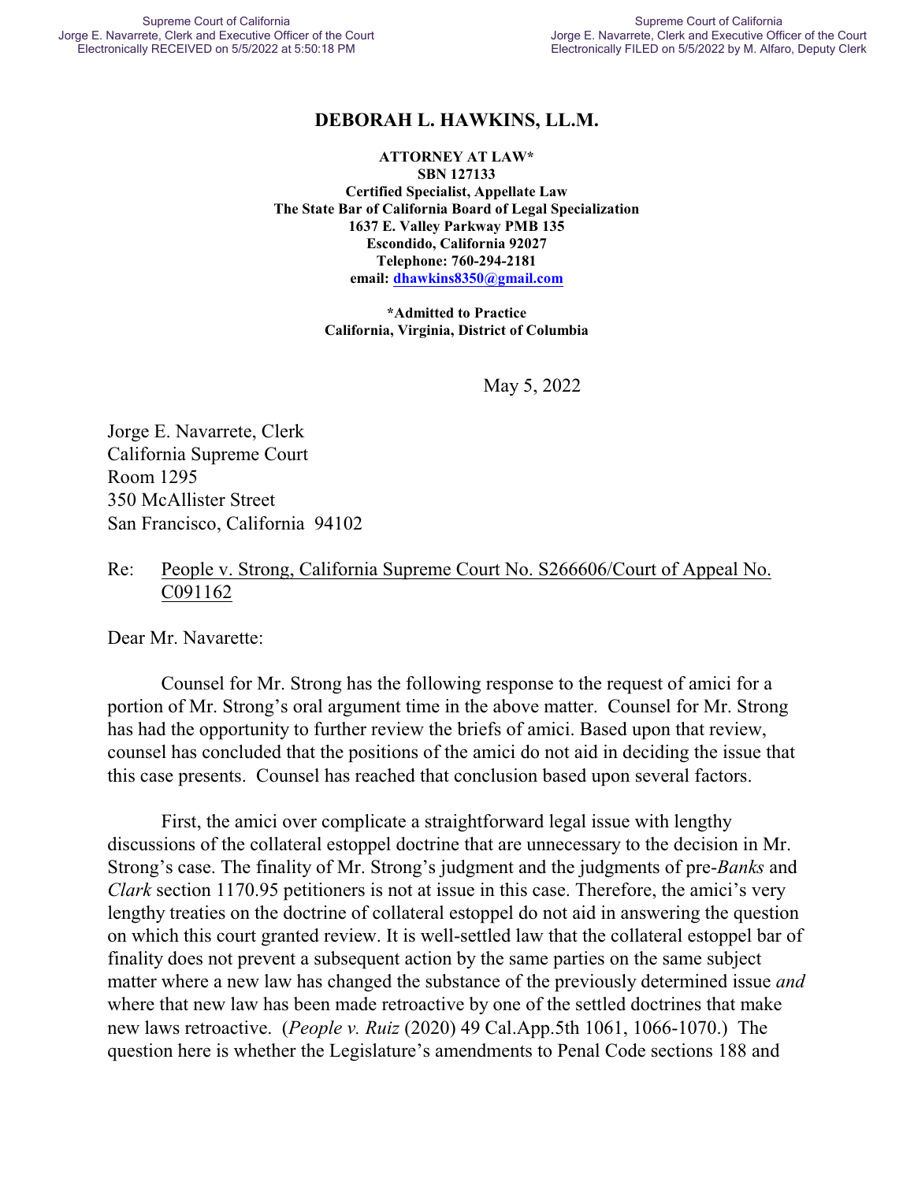## DEBORAH L. HAWKINS, LL.M.

**ATTORNEY AT LAW***
**SBN 127133**
**Certified Specialist, Appellate Law**
**The State Bar of California Board of Legal Specialization**
**1637 E. Valley Parkway PMB 135**
**Escondido, California 92027**
**Telephone: 760-294-2181**
**email: dhawkins8350@gmail.com**

***Admitted to Practice**
**California, Virginia, District of Columbia**

May 5, 2022

Jorge E. Navarrete, Clerk
California Supreme Court
Room 1295
350 McAllister Street
San Francisco, California 94102

Re: People v. Strong, California Supreme Court No. S266606/Court of Appeal No. C091162

Dear Mr. Navarette:

Counsel for Mr. Strong has the following response to the request of amici for a portion of Mr. Strong's oral argument time in the above matter. Counsel for Mr. Strong has had the opportunity to further review the briefs of amici. Based upon that review, counsel has concluded that the positions of the amici do not aid in deciding the issue that this case presents. Counsel has reached that conclusion based upon several factors.

First, the amici over complicate a straightforward legal issue with lengthy discussions of the collateral estoppel doctrine that are unnecessary to the decision in Mr. Strong's case. The finality of Mr. Strong's judgment and the judgments of pre-*Banks* and *Clark* section 1170.95 petitioners is not at issue in this case. Therefore, the amici's very lengthy treaties on the doctrine of collateral estoppel do not aid in answering the question on which this court granted review. It is well-settled law that the collateral estoppel bar of finality does not prevent a subsequent action by the same parties on the same subject matter where a new law has changed the substance of the previously determined issue *and* where that new law has been made retroactive by one of the settled doctrines that make new laws retroactive. (*People v. Ruiz* (2020) 49 Cal.App.5th 1061, 1066-1070.) The question here is whether the Legislature's amendments to Penal Code sections 188 and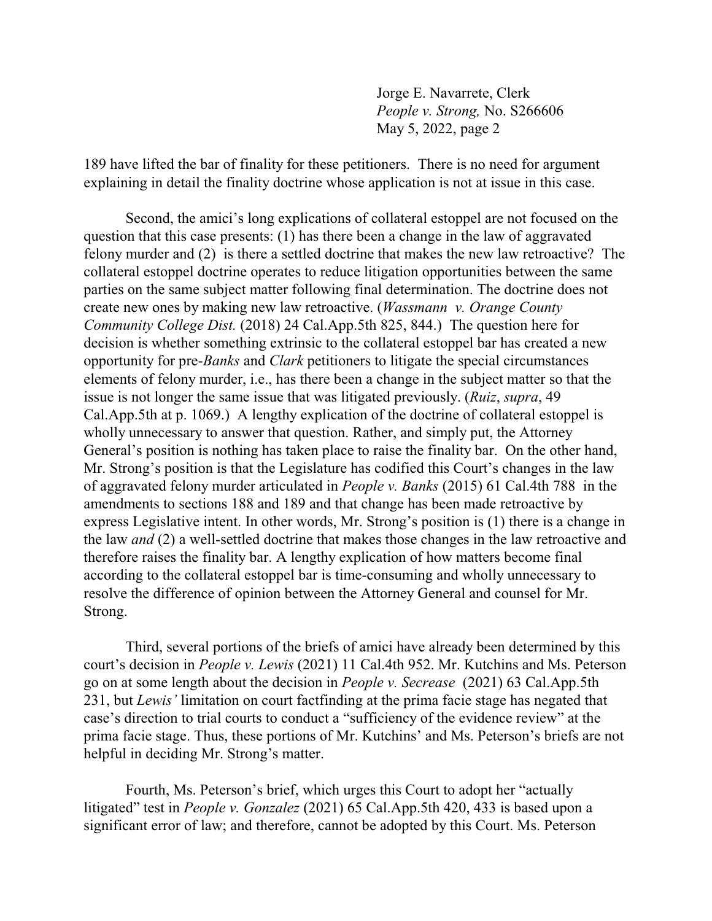189 have lifted the bar of finality for these petitioners. There is no need for argument explaining in detail the finality doctrine whose application is not at issue in this case.

Second, the amici's long explications of collateral estoppel are not focused on the question that this case presents: (1) has there been a change in the law of aggravated felony murder and (2) is there a settled doctrine that makes the new law retroactive? The collateral estoppel doctrine operates to reduce litigation opportunities between the same parties on the same subject matter following final determination. The doctrine does not create new ones by making new law retroactive. (*Wassmann v. Orange County Community College Dist.* (2018) 24 Cal.App.5th 825, 844.) The question here for decision is whether something extrinsic to the collateral estoppel bar has created a new opportunity for pre-*Banks* and *Clark* petitioners to litigate the special circumstances elements of felony murder, i.e., has there been a change in the subject matter so that the issue is not longer the same issue that was litigated previously. (*Ruiz*, *supra*, 49 Cal.App.5th at p. 1069.) A lengthy explication of the doctrine of collateral estoppel is wholly unnecessary to answer that question. Rather, and simply put, the Attorney General's position is nothing has taken place to raise the finality bar. On the other hand, Mr. Strong's position is that the Legislature has codified this Court's changes in the law of aggravated felony murder articulated in *People v. Banks* (2015) 61 Cal.4th 788 in the amendments to sections 188 and 189 and that change has been made retroactive by express Legislative intent. In other words, Mr. Strong's position is (1) there is a change in the law *and* (2) a well-settled doctrine that makes those changes in the law retroactive and therefore raises the finality bar. A lengthy explication of how matters become final according to the collateral estoppel bar is time-consuming and wholly unnecessary to resolve the difference of opinion between the Attorney General and counsel for Mr. Strong.

Third, several portions of the briefs of amici have already been determined by this court's decision in *People v. Lewis* (2021) 11 Cal.4th 952. Mr. Kutchins and Ms. Peterson go on at some length about the decision in *People v. Secrease* (2021) 63 Cal.App.5th 231, but *Lewis'* limitation on court factfinding at the prima facie stage has negated that case's direction to trial courts to conduct a "sufficiency of the evidence review" at the prima facie stage. Thus, these portions of Mr. Kutchins' and Ms. Peterson's briefs are not helpful in deciding Mr. Strong's matter.

Fourth, Ms. Peterson's brief, which urges this Court to adopt her "actually litigated" test in *People v. Gonzalez* (2021) 65 Cal.App.5th 420, 433 is based upon a significant error of law; and therefore, cannot be adopted by this Court. Ms. Peterson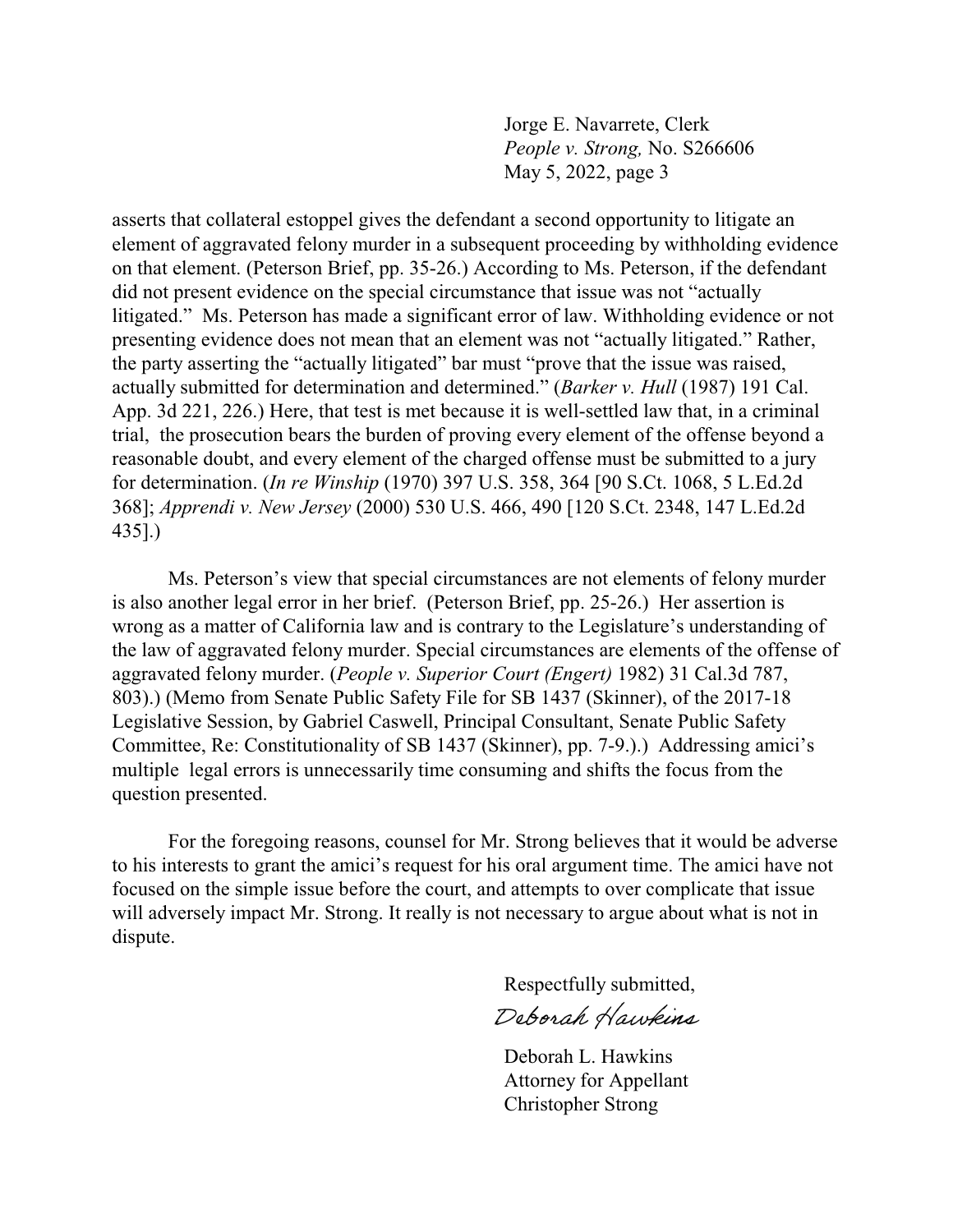asserts that collateral estoppel gives the defendant a second opportunity to litigate an element of aggravated felony murder in a subsequent proceeding by withholding evidence on that element. (Peterson Brief, pp. 35-26.) According to Ms. Peterson, if the defendant did not present evidence on the special circumstance that issue was not "actually litigated." Ms. Peterson has made a significant error of law. Withholding evidence or not presenting evidence does not mean that an element was not "actually litigated." Rather, the party asserting the "actually litigated" bar must "prove that the issue was raised, actually submitted for determination and determined." (*Barker v. Hull* (1987) 191 Cal. App. 3d 221, 226.) Here, that test is met because it is well-settled law that, in a criminal trial, the prosecution bears the burden of proving every element of the offense beyond a reasonable doubt, and every element of the charged offense must be submitted to a jury for determination. (*In re Winship* (1970) 397 U.S. 358, 364 [90 S.Ct. 1068, 5 L.Ed.2d 368]; *Apprendi v. New Jersey* (2000) 530 U.S. 466, 490 [120 S.Ct. 2348, 147 L.Ed.2d 435].)

Ms. Peterson's view that special circumstances are not elements of felony murder is also another legal error in her brief. (Peterson Brief, pp. 25-26.) Her assertion is wrong as a matter of California law and is contrary to the Legislature's understanding of the law of aggravated felony murder. Special circumstances are elements of the offense of aggravated felony murder. (*People v. Superior Court (Engert)* 1982) 31 Cal.3d 787, 803).) (Memo from Senate Public Safety File for SB 1437 (Skinner), of the 2017-18 Legislative Session, by Gabriel Caswell, Principal Consultant, Senate Public Safety Committee, Re: Constitutionality of SB 1437 (Skinner), pp. 7-9.).) Addressing amici's multiple legal errors is unnecessarily time consuming and shifts the focus from the question presented.

For the foregoing reasons, counsel for Mr. Strong believes that it would be adverse to his interests to grant the amici's request for his oral argument time. The amici have not focused on the simple issue before the court, and attempts to over complicate that issue will adversely impact Mr. Strong. It really is not necessary to argue about what is not in dispute.

Respectfully submitted,

*Deborah Hawkins*

Deborah L. Hawkins
Attorney for Appellant
Christopher Strong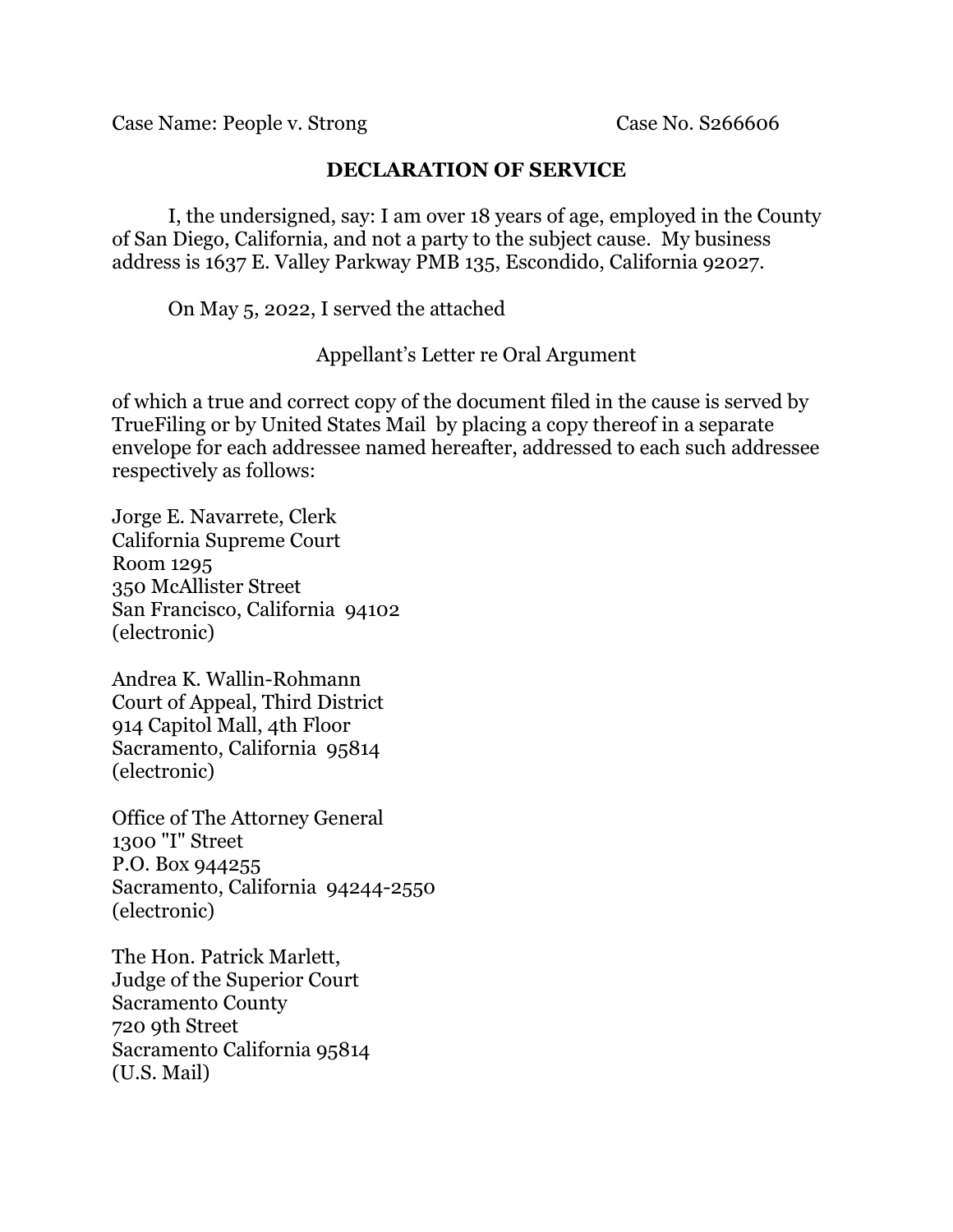Case Name: People v. Strong Case No. S266606

## DECLARATION OF SERVICE

I, the undersigned, say: I am over 18 years of age, employed in the County of San Diego, California, and not a party to the subject cause. My business address is 1637 E. Valley Parkway PMB 135, Escondido, California 92027.

On May 5, 2022, I served the attached

Appellant's Letter re Oral Argument

of which a true and correct copy of the document filed in the cause is served by TrueFiling or by United States Mail by placing a copy thereof in a separate envelope for each addressee named hereafter, addressed to each such addressee respectively as follows:

Jorge E. Navarrete, Clerk
California Supreme Court
Room 1295
350 McAllister Street
San Francisco, California 94102
(electronic)

Andrea K. Wallin-Rohmann
Court of Appeal, Third District
914 Capitol Mall, 4th Floor
Sacramento, California 95814
(electronic)

Office of The Attorney General
1300 "I" Street
P.O. Box 944255
Sacramento, California 94244-2550
(electronic)

The Hon. Patrick Marlett,
Judge of the Superior Court
Sacramento County
720 9th Street
Sacramento California 95814
(U.S. Mail)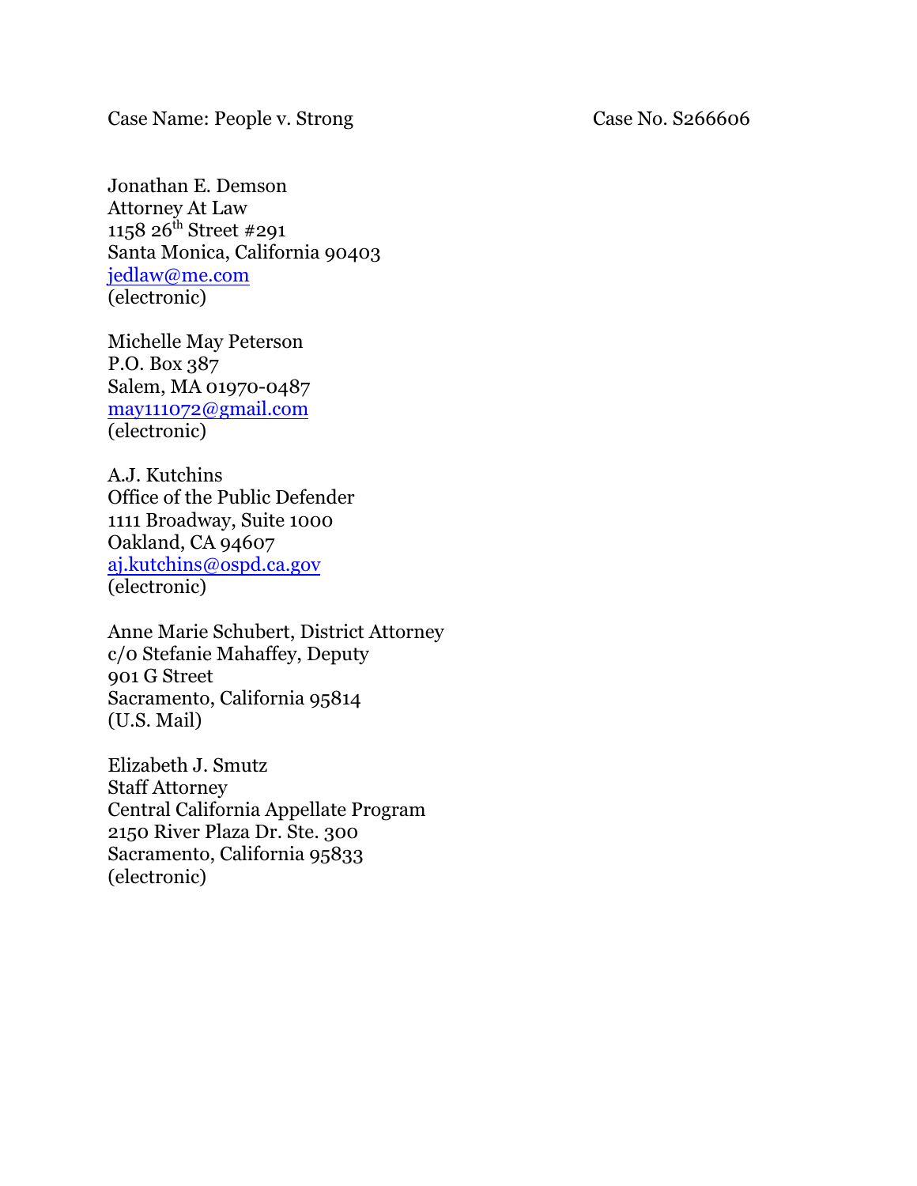Case Name: People v. Strong Case No. S266606

Jonathan E. Demson
Attorney At Law
1158 26th Street #291
Santa Monica, California 90403
jedlaw@me.com
(electronic)

Michelle May Peterson
P.O. Box 387
Salem, MA 01970-0487
may111072@gmail.com
(electronic)

A.J. Kutchins
Office of the Public Defender
1111 Broadway, Suite 1000
Oakland, CA 94607
aj.kutchins@ospd.ca.gov
(electronic)

Anne Marie Schubert, District Attorney
c/o Stefanie Mahaffey, Deputy
901 G Street
Sacramento, California 95814
(U.S. Mail)

Elizabeth J. Smutz
Staff Attorney
Central California Appellate Program
2150 River Plaza Dr. Ste. 300
Sacramento, California 95833
(electronic)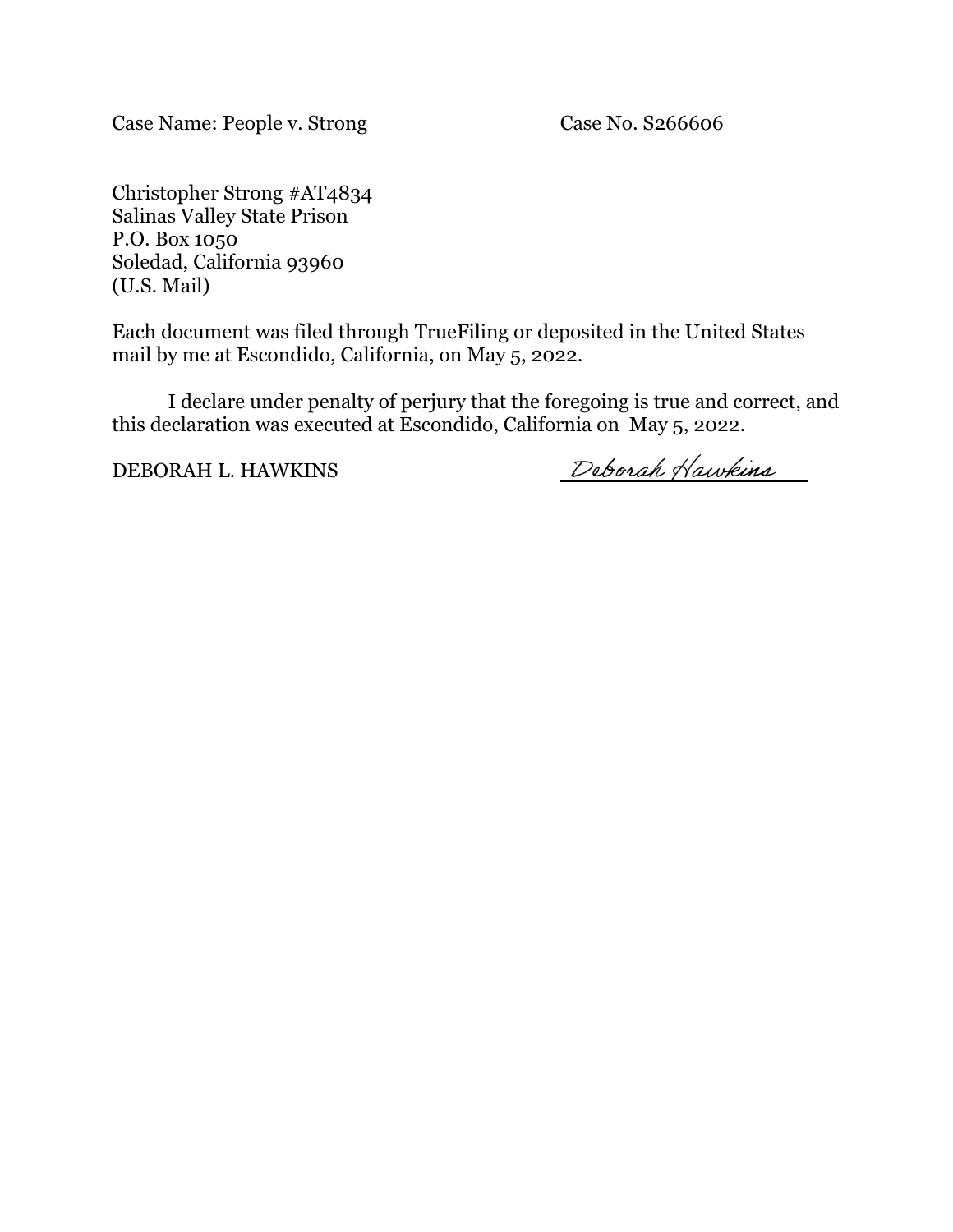Case Name: People v. Strong Case No. S266606

Christopher Strong #AT4834
Salinas Valley State Prison
P.O. Box 1050
Soledad, California 93960
(U.S. Mail)

Each document was filed through TrueFiling or deposited in the United States mail by me at Escondido, California, on May 5, 2022.

I declare under penalty of perjury that the foregoing is true and correct, and this declaration was executed at Escondido, California on May 5, 2022.

DEBORAH L. HAWKINS Deborah Hawkins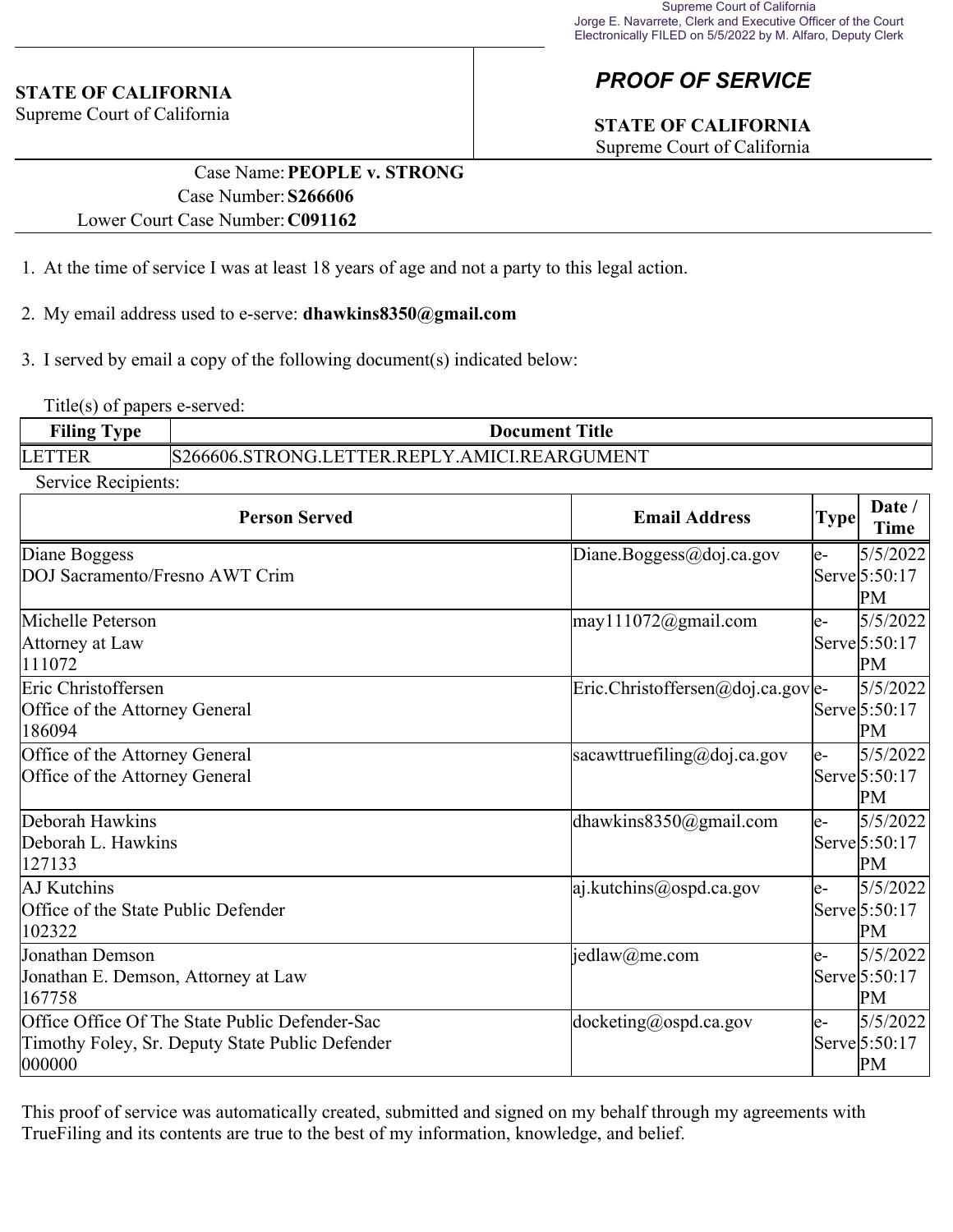Supreme Court of California
Jorge E. Navarrete, Clerk and Executive Officer of the Court
Electronically FILED on 5/5/2022 by M. Alfaro, Deputy Clerk

**STATE OF CALIFORNIA**
Supreme Court of California

## *PROOF OF SERVICE*

**STATE OF CALIFORNIA**
Supreme Court of California

Case Name: **PEOPLE v. STRONG**
Case Number: **S266606**
Lower Court Case Number: **C091162**

1. At the time of service I was at least 18 years of age and not a party to this legal action.

2. My email address used to e-serve: **dhawkins8350@gmail.com**

3. I served by email a copy of the following document(s) indicated below:

Title(s) of papers e-served:

| Filing Type | Document Title |
|---|---|
| LETTER | S266606.STRONG.LETTER.REPLY.AMICI.REARGUMENT |

Service Recipients:

| Person Served | Email Address | Type | Date / Time |
|---|---|---|---|
| Diane Boggess<br>DOJ Sacramento/Fresno AWT Crim | Diane.Boggess@doj.ca.gov | e-Serve | 5/5/2022 5:50:17 PM |
| Michelle Peterson<br>Attorney at Law<br>111072 | may111072@gmail.com | e-Serve | 5/5/2022 5:50:17 PM |
| Eric Christoffersen<br>Office of the Attorney General<br>186094 | Eric.Christoffersen@doj.ca.gov | e-Serve | 5/5/2022 5:50:17 PM |
| Office of the Attorney General<br>Office of the Attorney General | sacawttruefiling@doj.ca.gov | e-Serve | 5/5/2022 5:50:17 PM |
| Deborah Hawkins<br>Deborah L. Hawkins<br>127133 | dhawkins8350@gmail.com | e-Serve | 5/5/2022 5:50:17 PM |
| AJ Kutchins<br>Office of the State Public Defender<br>102322 | aj.kutchins@ospd.ca.gov | e-Serve | 5/5/2022 5:50:17 PM |
| Jonathan Demson<br>Jonathan E. Demson, Attorney at Law<br>167758 | jedlaw@me.com | e-Serve | 5/5/2022 5:50:17 PM |
| Office Office Of The State Public Defender-Sac<br>Timothy Foley, Sr. Deputy State Public Defender<br>000000 | docketing@ospd.ca.gov | e-Serve | 5/5/2022 5:50:17 PM |

This proof of service was automatically created, submitted and signed on my behalf through my agreements with TrueFiling and its contents are true to the best of my information, knowledge, and belief.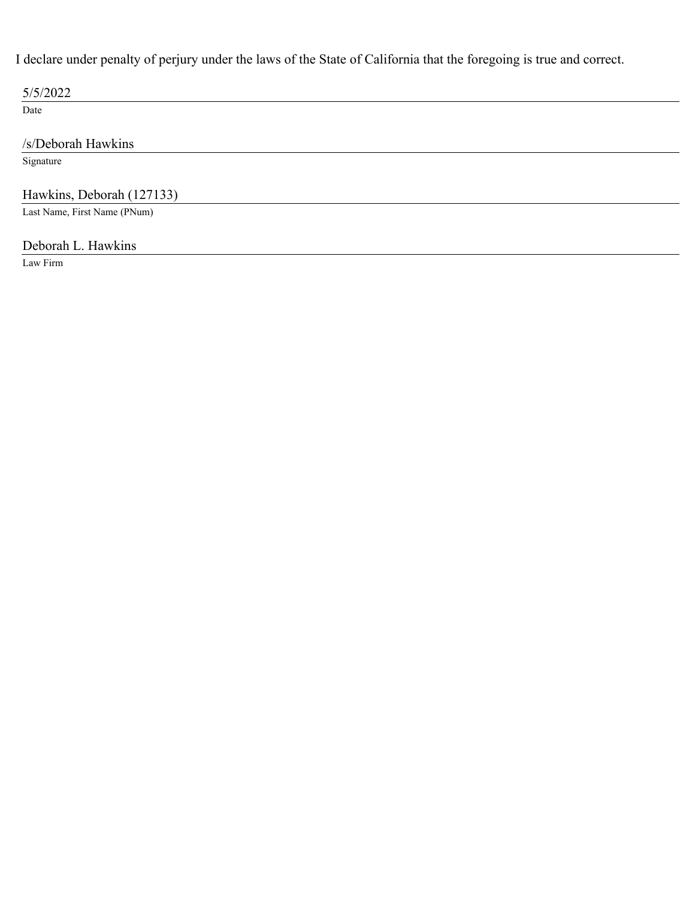I declare under penalty of perjury under the laws of the State of California that the foregoing is true and correct.

5/5/2022

Date

/s/Deborah Hawkins

Signature

Hawkins, Deborah (127133)

Last Name, First Name (PNum)

Deborah L. Hawkins

Law Firm